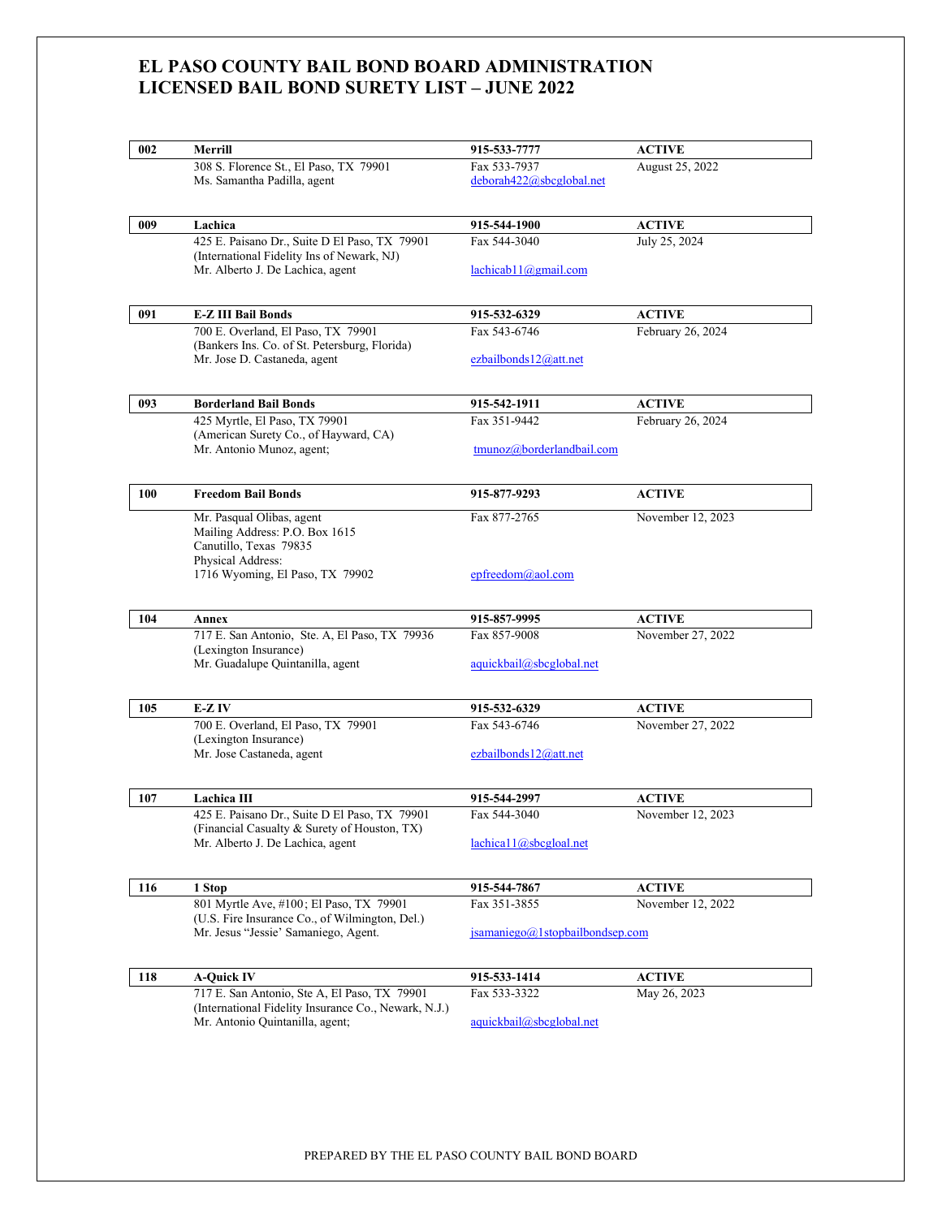# EL PASO COUNTY BAIL BOND BOARD ADMINISTRATION
# LICENSED BAIL BOND SURETY LIST – JUNE 2022

| **002** | **Merrill** | **915-533-7777** | **ACTIVE** |
|---|---|---|---|
| | 308 S. Florence St., El Paso, TX 79901<br>Ms. Samantha Padilla, agent | Fax 533-7937<br>deborah422@sbcglobal.net | August 25, 2022 |

| **009** | **Lachica** | **915-544-1900** | **ACTIVE** |
|---|---|---|---|
| | 425 E. Paisano Dr., Suite D El Paso, TX 79901<br>(International Fidelity Ins of Newark, NJ)<br>Mr. Alberto J. De Lachica, agent | Fax 544-3040<br>lachicab11@gmail.com | July 25, 2024 |

| **091** | **E-Z III Bail Bonds** | **915-532-6329** | **ACTIVE** |
|---|---|---|---|
| | 700 E. Overland, El Paso, TX 79901<br>(Bankers Ins. Co. of St. Petersburg, Florida)<br>Mr. Jose D. Castaneda, agent | Fax 543-6746<br>ezbailbonds12@att.net | February 26, 2024 |

| **093** | **Borderland Bail Bonds** | **915-542-1911** | **ACTIVE** |
|---|---|---|---|
| | 425 Myrtle, El Paso, TX 79901<br>(American Surety Co., of Hayward, CA)<br>Mr. Antonio Munoz, agent; | Fax 351-9442<br>tmunoz@borderlandbail.com | February 26, 2024 |

| **100** | **Freedom Bail Bonds** | **915-877-9293** | **ACTIVE** |
|---|---|---|---|
| | Mr. Pasqual Olibas, agent<br>Mailing Address: P.O. Box 1615<br>Canutillo, Texas 79835<br>Physical Address:<br>1716 Wyoming, El Paso, TX 79902 | Fax 877-2765<br>epfreedom@aol.com | November 12, 2023 |

| **104** | **Annex** | **915-857-9995** | **ACTIVE** |
|---|---|---|---|
| | 717 E. San Antonio, Ste. A, El Paso, TX 79936<br>(Lexington Insurance)<br>Mr. Guadalupe Quintanilla, agent | Fax 857-9008<br>aquickbail@sbcglobal.net | November 27, 2022 |

| **105** | **E-Z IV** | **915-532-6329** | **ACTIVE** |
|---|---|---|---|
| | 700 E. Overland, El Paso, TX 79901<br>(Lexington Insurance)<br>Mr. Jose Castaneda, agent | Fax 543-6746<br>ezbailbonds12@att.net | November 27, 2022 |

| **107** | **Lachica III** | **915-544-2997** | **ACTIVE** |
|---|---|---|---|
| | 425 E. Paisano Dr., Suite D El Paso, TX 79901<br>(Financial Casualty & Surety of Houston, TX)<br>Mr. Alberto J. De Lachica, agent | Fax 544-3040<br>lachica11@sbcgloal.net | November 12, 2023 |

| **116** | **1 Stop** | **915-544-7867** | **ACTIVE** |
|---|---|---|---|
| | 801 Myrtle Ave, #100; El Paso, TX 79901<br>(U.S. Fire Insurance Co., of Wilmington, Del.)<br>Mr. Jesus "Jessie' Samaniego, Agent. | Fax 351-3855<br>jsamaniego@1stopbailbondsep.com | November 12, 2022 |

| **118** | **A-Quick IV** | **915-533-1414** | **ACTIVE** |
|---|---|---|---|
| | 717 E. San Antonio, Ste A, El Paso, TX 79901<br>(International Fidelity Insurance Co., Newark, N.J.)<br>Mr. Antonio Quintanilla, agent; | Fax 533-3322<br>aquickbail@sbcglobal.net | May 26, 2023 |

PREPARED BY THE EL PASO COUNTY BAIL BOND BOARD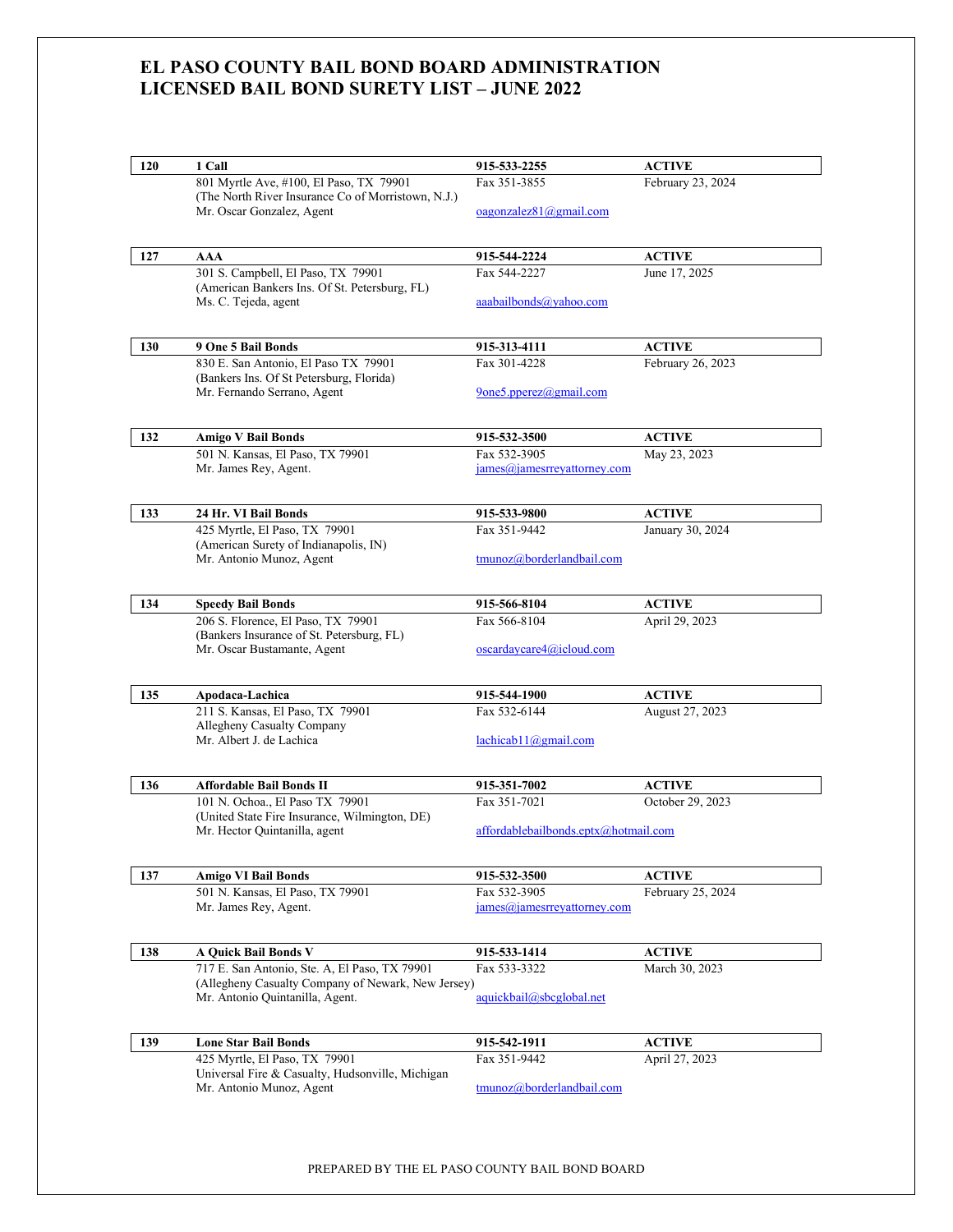# EL PASO COUNTY BAIL BOND BOARD ADMINISTRATION
# LICENSED BAIL BOND SURETY LIST – JUNE 2022

| | | | |
|---|---|---|---|
| **120** | **1 Call** | **915-533-2255** | **ACTIVE** |
| | 801 Myrtle Ave, #100, El Paso, TX 79901<br>(The North River Insurance Co of Morristown, N.J.)<br>Mr. Oscar Gonzalez, Agent | Fax 351-3855<br><br>oagonzalez81@gmail.com | February 23, 2024 |
| **127** | **AAA** | **915-544-2224** | **ACTIVE** |
| | 301 S. Campbell, El Paso, TX 79901<br>(American Bankers Ins. Of St. Petersburg, FL)<br>Ms. C. Tejeda, agent | Fax 544-2227<br><br>aaabailbonds@yahoo.com | June 17, 2025 |
| **130** | **9 One 5 Bail Bonds** | **915-313-4111** | **ACTIVE** |
| | 830 E. San Antonio, El Paso TX 79901<br>(Bankers Ins. Of St Petersburg, Florida)<br>Mr. Fernando Serrano, Agent | Fax 301-4228<br><br>9one5.pperez@gmail.com | February 26, 2023 |
| **132** | **Amigo V Bail Bonds** | **915-532-3500** | **ACTIVE** |
| | 501 N. Kansas, El Paso, TX 79901<br>Mr. James Rey, Agent. | Fax 532-3905<br>james@jamesrreyattorney.com | May 23, 2023 |
| **133** | **24 Hr. VI Bail Bonds** | **915-533-9800** | **ACTIVE** |
| | 425 Myrtle, El Paso, TX 79901<br>(American Surety of Indianapolis, IN)<br>Mr. Antonio Munoz, Agent | Fax 351-9442<br><br>tmunoz@borderlandbail.com | January 30, 2024 |
| **134** | **Speedy Bail Bonds** | **915-566-8104** | **ACTIVE** |
| | 206 S. Florence, El Paso, TX 79901<br>(Bankers Insurance of St. Petersburg, FL)<br>Mr. Oscar Bustamante, Agent | Fax 566-8104<br><br>oscardaycare4@icloud.com | April 29, 2023 |
| **135** | **Apodaca-Lachica** | **915-544-1900** | **ACTIVE** |
| | 211 S. Kansas, El Paso, TX 79901<br>Allegheny Casualty Company<br>Mr. Albert J. de Lachica | Fax 532-6144<br><br>lachicab11@gmail.com | August 27, 2023 |
| **136** | **Affordable Bail Bonds II** | **915-351-7002** | **ACTIVE** |
| | 101 N. Ochoa., El Paso TX 79901<br>(United State Fire Insurance, Wilmington, DE)<br>Mr. Hector Quintanilla, agent | Fax 351-7021<br><br>affordablebailbonds.eptx@hotmail.com | October 29, 2023 |
| **137** | **Amigo VI Bail Bonds** | **915-532-3500** | **ACTIVE** |
| | 501 N. Kansas, El Paso, TX 79901<br>Mr. James Rey, Agent. | Fax 532-3905<br>james@jamesrreyattorney.com | February 25, 2024 |
| **138** | **A Quick Bail Bonds V** | **915-533-1414** | **ACTIVE** |
| | 717 E. San Antonio, Ste. A, El Paso, TX 79901<br>(Allegheny Casualty Company of Newark, New Jersey)<br>Mr. Antonio Quintanilla, Agent. | Fax 533-3322<br><br>aquickbail@sbcglobal.net | March 30, 2023 |
| **139** | **Lone Star Bail Bonds** | **915-542-1911** | **ACTIVE** |
| | 425 Myrtle, El Paso, TX 79901<br>Universal Fire & Casualty, Hudsonville, Michigan<br>Mr. Antonio Munoz, Agent | Fax 351-9442<br><br>tmunoz@borderlandbail.com | April 27, 2023 |

PREPARED BY THE EL PASO COUNTY BAIL BOND BOARD